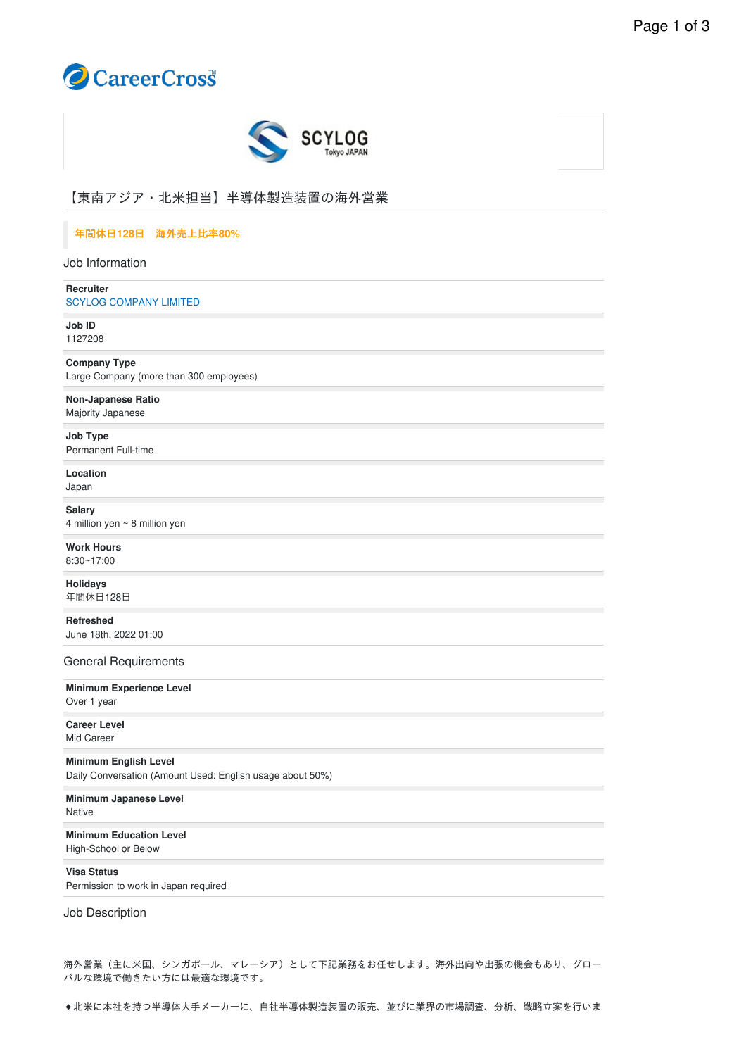# 【東南アジア・北米担当】半導体製造装置の海外営業

**年間休日128日　海外売上比率80%**

## Job Information

**Recruiter**
SCYLOG COMPANY LIMITED

**Job ID**
1127208

**Company Type**
Large Company (more than 300 employees)

**Non-Japanese Ratio**
Majority Japanese

**Job Type**
Permanent Full-time

**Location**
Japan

**Salary**
4 million yen ~ 8 million yen

**Work Hours**
8:30~17:00

**Holidays**
年間休日128日

**Refreshed**
June 18th, 2022 01:00

## General Requirements

**Minimum Experience Level**
Over 1 year

**Career Level**
Mid Career

**Minimum English Level**
Daily Conversation (Amount Used: English usage about 50%)

**Minimum Japanese Level**
Native

**Minimum Education Level**
High-School or Below

**Visa Status**
Permission to work in Japan required

## Job Description

海外営業（主に米国、シンガポール、マレーシア）として下記業務をお任せします。海外出向や出張の機会もあり、グローバルな環境で働きたい方には最適な環境です。

◆北米に本社を持つ半導体大手メーカーに、自社半導体製造装置の販売、並びに業界の市場調査、分析、戦略立案を行いま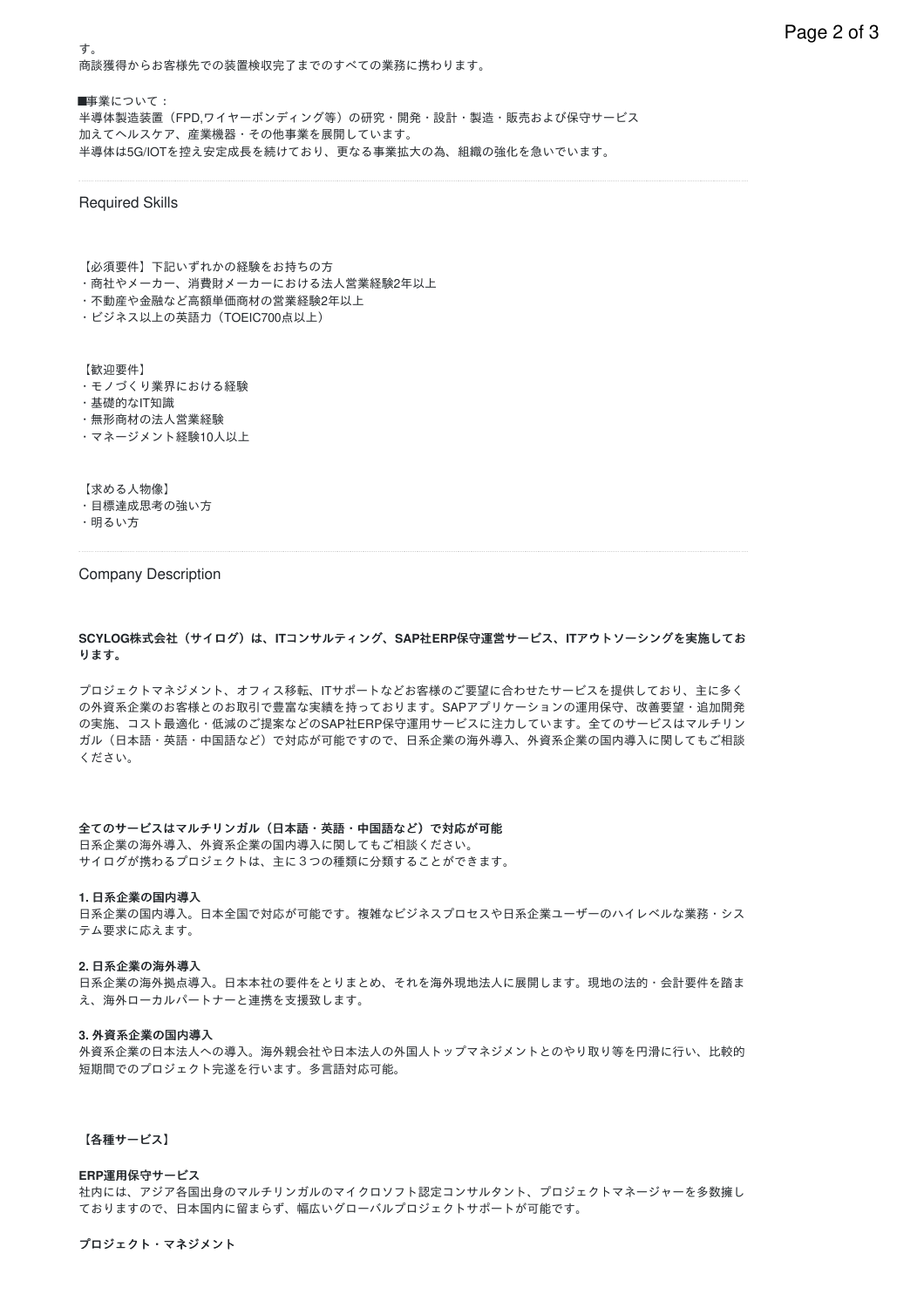す。
商談獲得からお客様先での装置検収完了までのすべての業務に携わります。

■事業について：
半導体製造装置（FPD,ワイヤーボンディング等）の研究・開発・設計・製造・販売および保守サービス
加えてヘルスケア、産業機器・その他事業を展開しています。
半導体は5G/IOTを控え安定成長を続けており、更なる事業拡大の為、組織の強化を急いでいます。

## Required Skills

【必須要件】下記いずれかの経験をお持ちの方
・商社やメーカー、消費財メーカーにおける法人営業経験2年以上
・不動産や金融など高額単価商材の営業経験2年以上
・ビジネス以上の英語力（TOEIC700点以上）

【歓迎要件】
・モノづくり業界における経験
・基礎的なIT知識
・無形商材の法人営業経験
・マネージメント経験10人以上

【求める人物像】
・目標達成思考の強い方
・明るい方

## Company Description

**SCYLOG株式会社（サイログ）は、ITコンサルティング、SAP社ERP保守運営サービス、ITアウトソーシングを実施しております。**

プロジェクトマネジメント、オフィス移転、ITサポートなどお客様のご要望に合わせたサービスを提供しており、主に多くの外資系企業のお客様とのお取引で豊富な実績を持っております。SAPアプリケーションの運用保守、改善要望・追加開発の実施、コスト最適化・低減のご提案などのSAP社ERP保守運用サービスに注力しています。全てのサービスはマルチリンガル（日本語・英語・中国語など）で対応が可能ですので、日系企業の海外導入、外資系企業の国内導入に関してもご相談ください。

**全てのサービスはマルチリンガル（日本語・英語・中国語など）で対応が可能**
日系企業の海外導入、外資系企業の国内導入に関してもご相談ください。
サイログが携わるプロジェクトは、主に３つの種類に分類することができます。

**1. 日系企業の国内導入**
日系企業の国内導入。日本全国で対応が可能です。複雑なビジネスプロセスや日系企業ユーザーのハイレベルな業務・システム要求に応えます。

**2. 日系企業の海外導入**
日系企業の海外拠点導入。日本本社の要件をとりまとめ、それを海外現地法人に展開します。現地の法的・会計要件を踏まえ、海外ローカルパートナーと連携を支援致します。

**3. 外資系企業の国内導入**
外資系企業の日本法人への導入。海外親会社や日本法人の外国人トップマネジメントとのやり取り等を円滑に行い、比較的短期間でのプロジェクト完遂を行います。多言語対応可能。

**【各種サービス】**

**ERP運用保守サービス**
社内には、アジア各国出身のマルチリンガルのマイクロソフト認定コンサルタント、プロジェクトマネージャーを多数擁しておりますので、日本国内に留まらず、幅広いグローバルプロジェクトサポートが可能です。

**プロジェクト・マネジメント**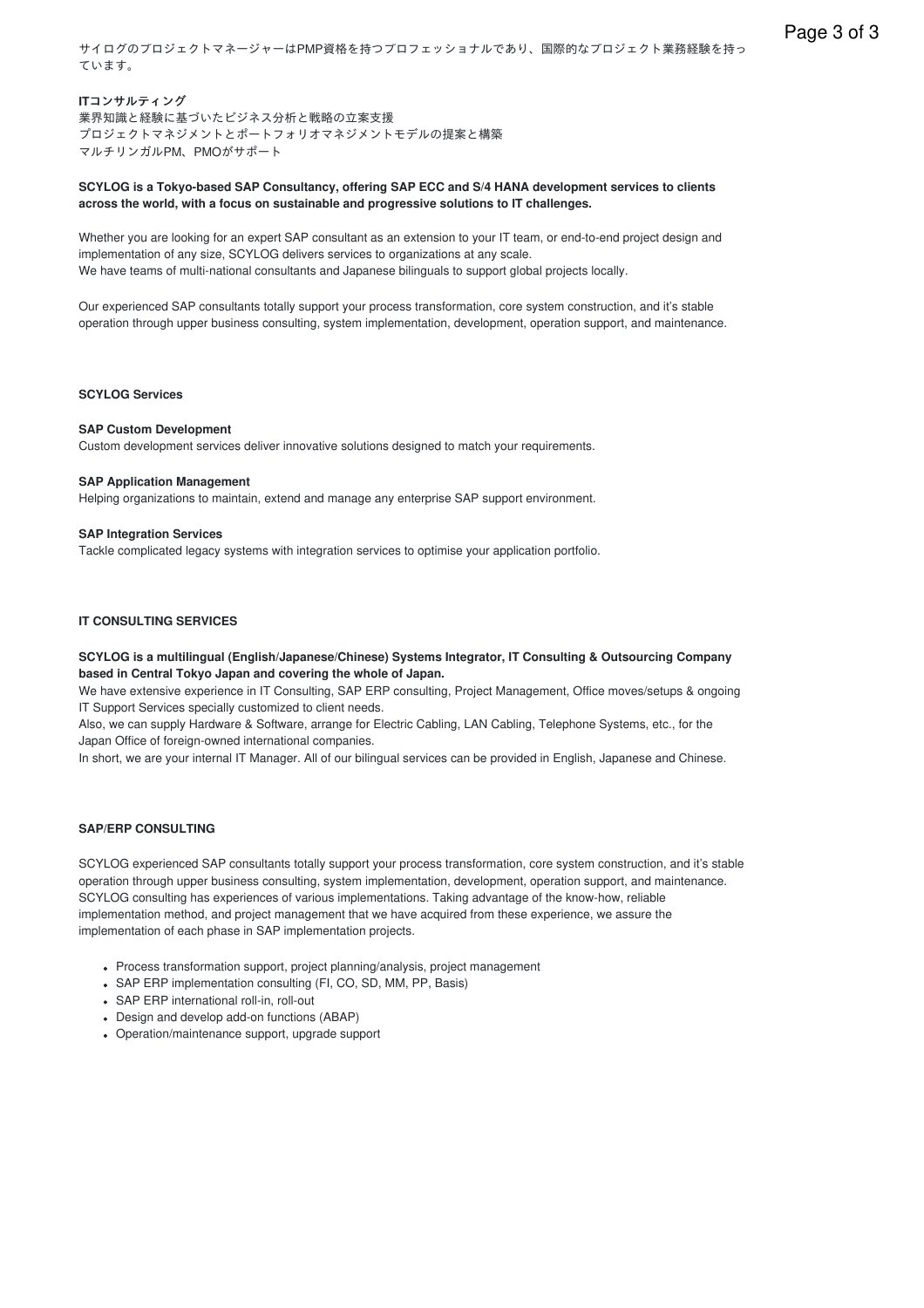サイログのプロジェクトマネージャーはPMP資格を持つプロフェッショナルであり、国際的なプロジェクト業務経験を持っています。

**ITコンサルティング**
業界知識と経験に基づいたビジネス分析と戦略の立案支援
プロジェクトマネジメントとポートフォリオマネジメントモデルの提案と構築
マルチリンガルPM、PMOがサポート

**SCYLOG is a Tokyo-based SAP Consultancy, offering SAP ECC and S/4 HANA development services to clients across the world, with a focus on sustainable and progressive solutions to IT challenges.**

Whether you are looking for an expert SAP consultant as an extension to your IT team, or end-to-end project design and implementation of any size, SCYLOG delivers services to organizations at any scale.
We have teams of multi-national consultants and Japanese bilinguals to support global projects locally.

Our experienced SAP consultants totally support your process transformation, core system construction, and it's stable operation through upper business consulting, system implementation, development, operation support, and maintenance.

**SCYLOG Services**

**SAP Custom Development**
Custom development services deliver innovative solutions designed to match your requirements.

**SAP Application Management**
Helping organizations to maintain, extend and manage any enterprise SAP support environment.

**SAP Integration Services**
Tackle complicated legacy systems with integration services to optimise your application portfolio.

**IT CONSULTING SERVICES**

**SCYLOG is a multilingual (English/Japanese/Chinese) Systems Integrator, IT Consulting & Outsourcing Company based in Central Tokyo Japan and covering the whole of Japan.**
We have extensive experience in IT Consulting, SAP ERP consulting, Project Management, Office moves/setups & ongoing IT Support Services specially customized to client needs.
Also, we can supply Hardware & Software, arrange for Electric Cabling, LAN Cabling, Telephone Systems, etc., for the Japan Office of foreign-owned international companies.
In short, we are your internal IT Manager. All of our bilingual services can be provided in English, Japanese and Chinese.

**SAP/ERP CONSULTING**

SCYLOG experienced SAP consultants totally support your process transformation, core system construction, and it's stable operation through upper business consulting, system implementation, development, operation support, and maintenance. SCYLOG consulting has experiences of various implementations. Taking advantage of the know-how, reliable implementation method, and project management that we have acquired from these experience, we assure the implementation of each phase in SAP implementation projects.

- Process transformation support, project planning/analysis, project management
- SAP ERP implementation consulting (FI, CO, SD, MM, PP, Basis)
- SAP ERP international roll-in, roll-out
- Design and develop add-on functions (ABAP)
- Operation/maintenance support, upgrade support